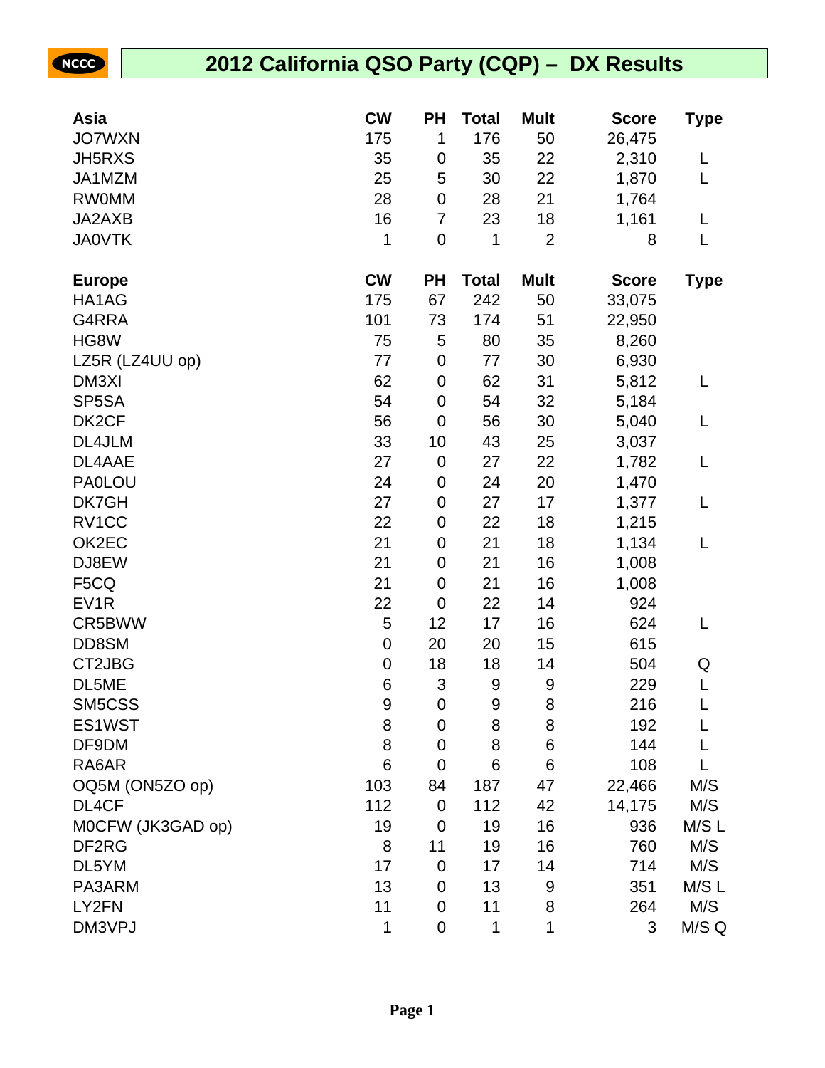# 2012 California QSO Party (CQP) – DX Results

| Asia | CW | PH | Total | Mult | Score | Type |
|---|---|---|---|---|---|---|
| JO7WXN | 175 | 1 | 176 | 50 | 26,475 | |
| JH5RXS | 35 | 0 | 35 | 22 | 2,310 | L |
| JA1MZM | 25 | 5 | 30 | 22 | 1,870 | L |
| RW0MM | 28 | 0 | 28 | 21 | 1,764 | |
| JA2AXB | 16 | 7 | 23 | 18 | 1,161 | L |
| JA0VTK | 1 | 0 | 1 | 2 | 8 | L |

| Europe | CW | PH | Total | Mult | Score | Type |
|---|---|---|---|---|---|---|
| HA1AG | 175 | 67 | 242 | 50 | 33,075 | |
| G4RRA | 101 | 73 | 174 | 51 | 22,950 | |
| HG8W | 75 | 5 | 80 | 35 | 8,260 | |
| LZ5R (LZ4UU op) | 77 | 0 | 77 | 30 | 6,930 | |
| DM3XI | 62 | 0 | 62 | 31 | 5,812 | L |
| SP5SA | 54 | 0 | 54 | 32 | 5,184 | |
| DK2CF | 56 | 0 | 56 | 30 | 5,040 | L |
| DL4JLM | 33 | 10 | 43 | 25 | 3,037 | |
| DL4AAE | 27 | 0 | 27 | 22 | 1,782 | L |
| PA0LOU | 24 | 0 | 24 | 20 | 1,470 | |
| DK7GH | 27 | 0 | 27 | 17 | 1,377 | L |
| RV1CC | 22 | 0 | 22 | 18 | 1,215 | |
| OK2EC | 21 | 0 | 21 | 18 | 1,134 | L |
| DJ8EW | 21 | 0 | 21 | 16 | 1,008 | |
| F5CQ | 21 | 0 | 21 | 16 | 1,008 | |
| EV1R | 22 | 0 | 22 | 14 | 924 | |
| CR5BWW | 5 | 12 | 17 | 16 | 624 | L |
| DD8SM | 0 | 20 | 20 | 15 | 615 | |
| CT2JBG | 0 | 18 | 18 | 14 | 504 | Q |
| DL5ME | 6 | 3 | 9 | 9 | 229 | L |
| SM5CSS | 9 | 0 | 9 | 8 | 216 | L |
| ES1WST | 8 | 0 | 8 | 8 | 192 | L |
| DF9DM | 8 | 0 | 8 | 6 | 144 | L |
| RA6AR | 6 | 0 | 6 | 6 | 108 | L |
| OQ5M (ON5ZO op) | 103 | 84 | 187 | 47 | 22,466 | M/S |
| DL4CF | 112 | 0 | 112 | 42 | 14,175 | M/S |
| M0CFW (JK3GAD op) | 19 | 0 | 19 | 16 | 936 | M/S L |
| DF2RG | 8 | 11 | 19 | 16 | 760 | M/S |
| DL5YM | 17 | 0 | 17 | 14 | 714 | M/S |
| PA3ARM | 13 | 0 | 13 | 9 | 351 | M/S L |
| LY2FN | 11 | 0 | 11 | 8 | 264 | M/S |
| DM3VPJ | 1 | 0 | 1 | 1 | 3 | M/S Q |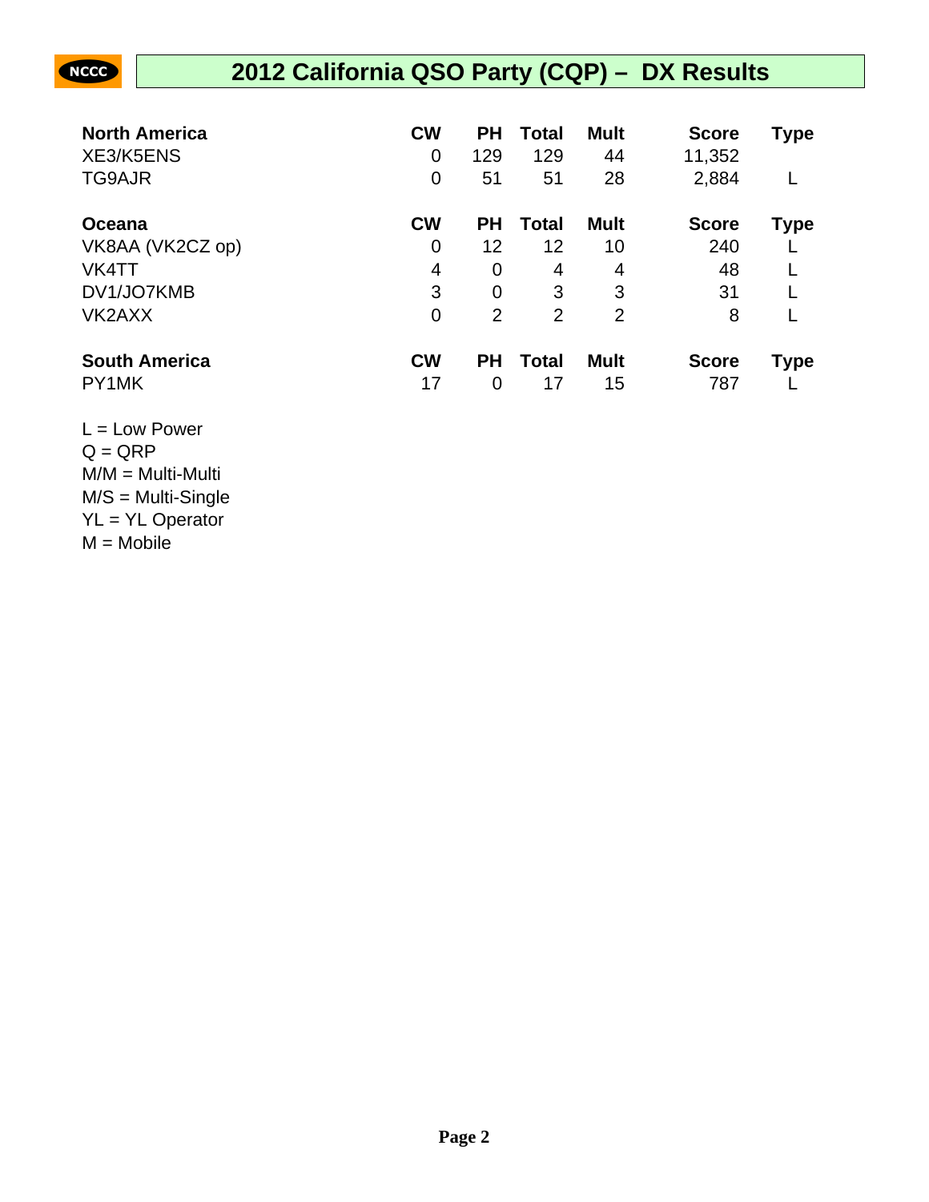# 2012 California QSO Party (CQP) – DX Results

| North America | CW | PH | Total | Mult | Score | Type |
|---|---|---|---|---|---|---|
| XE3/K5ENS | 0 | 129 | 129 | 44 | 11,352 | |
| TG9AJR | 0 | 51 | 51 | 28 | 2,884 | L |

| Oceana | CW | PH | Total | Mult | Score | Type |
|---|---|---|---|---|---|---|
| VK8AA (VK2CZ op) | 0 | 12 | 12 | 10 | 240 | L |
| VK4TT | 4 | 0 | 4 | 4 | 48 | L |
| DV1/JO7KMB | 3 | 0 | 3 | 3 | 31 | L |
| VK2AXX | 0 | 2 | 2 | 2 | 8 | L |

| South America | CW | PH | Total | Mult | Score | Type |
|---|---|---|---|---|---|---|
| PY1MK | 17 | 0 | 17 | 15 | 787 | L |

L = Low Power
Q = QRP
M/M = Multi-Multi
M/S = Multi-Single
YL = YL Operator
M = Mobile